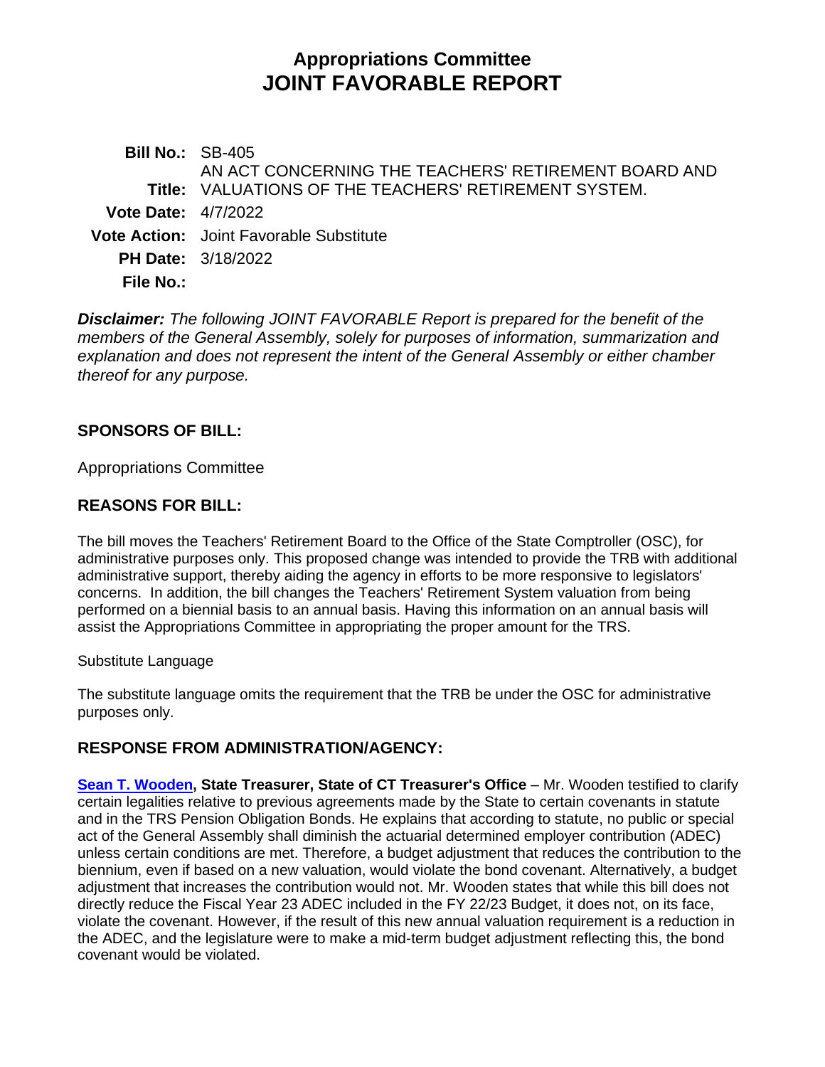# Appropriations Committee
# JOINT FAVORABLE REPORT

**Bill No.:** SB-405

**Title:** AN ACT CONCERNING THE TEACHERS' RETIREMENT BOARD AND VALUATIONS OF THE TEACHERS' RETIREMENT SYSTEM.

**Vote Date:** 4/7/2022

**Vote Action:** Joint Favorable Substitute

**PH Date:** 3/18/2022

**File No.:**

***Disclaimer:*** *The following JOINT FAVORABLE Report is prepared for the benefit of the members of the General Assembly, solely for purposes of information, summarization and explanation and does not represent the intent of the General Assembly or either chamber thereof for any purpose.*

## SPONSORS OF BILL:

Appropriations Committee

## REASONS FOR BILL:

The bill moves the Teachers' Retirement Board to the Office of the State Comptroller (OSC), for administrative purposes only. This proposed change was intended to provide the TRB with additional administrative support, thereby aiding the agency in efforts to be more responsive to legislators' concerns. In addition, the bill changes the Teachers' Retirement System valuation from being performed on a biennial basis to an annual basis. Having this information on an annual basis will assist the Appropriations Committee in appropriating the proper amount for the TRS.

Substitute Language

The substitute language omits the requirement that the TRB be under the OSC for administrative purposes only.

## RESPONSE FROM ADMINISTRATION/AGENCY:

**Sean T. Wooden, State Treasurer, State of CT Treasurer's Office** – Mr. Wooden testified to clarify certain legalities relative to previous agreements made by the State to certain covenants in statute and in the TRS Pension Obligation Bonds. He explains that according to statute, no public or special act of the General Assembly shall diminish the actuarial determined employer contribution (ADEC) unless certain conditions are met. Therefore, a budget adjustment that reduces the contribution to the biennium, even if based on a new valuation, would violate the bond covenant. Alternatively, a budget adjustment that increases the contribution would not. Mr. Wooden states that while this bill does not directly reduce the Fiscal Year 23 ADEC included in the FY 22/23 Budget, it does not, on its face, violate the covenant. However, if the result of this new annual valuation requirement is a reduction in the ADEC, and the legislature were to make a mid-term budget adjustment reflecting this, the bond covenant would be violated.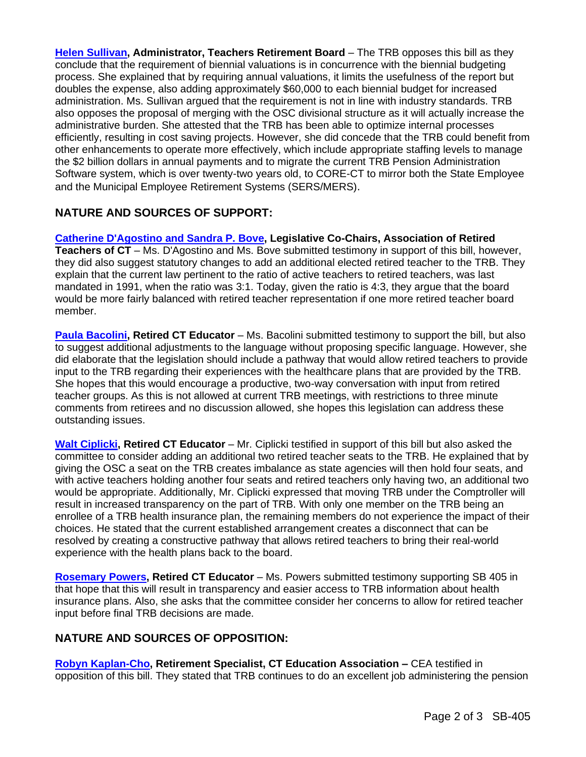**Helen Sullivan, Administrator, Teachers Retirement Board** – The TRB opposes this bill as they conclude that the requirement of biennial valuations is in concurrence with the biennial budgeting process. She explained that by requiring annual valuations, it limits the usefulness of the report but doubles the expense, also adding approximately $60,000 to each biennial budget for increased administration. Ms. Sullivan argued that the requirement is not in line with industry standards. TRB also opposes the proposal of merging with the OSC divisional structure as it will actually increase the administrative burden. She attested that the TRB has been able to optimize internal processes efficiently, resulting in cost saving projects. However, she did concede that the TRB could benefit from other enhancements to operate more effectively, which include appropriate staffing levels to manage the $2 billion dollars in annual payments and to migrate the current TRB Pension Administration Software system, which is over twenty-two years old, to CORE-CT to mirror both the State Employee and the Municipal Employee Retirement Systems (SERS/MERS).

## NATURE AND SOURCES OF SUPPORT:

**Catherine D'Agostino and Sandra P. Bove, Legislative Co-Chairs, Association of Retired Teachers of CT** – Ms. D'Agostino and Ms. Bove submitted testimony in support of this bill, however, they did also suggest statutory changes to add an additional elected retired teacher to the TRB. They explain that the current law pertinent to the ratio of active teachers to retired teachers, was last mandated in 1991, when the ratio was 3:1. Today, given the ratio is 4:3, they argue that the board would be more fairly balanced with retired teacher representation if one more retired teacher board member.

**Paula Bacolini, Retired CT Educator** – Ms. Bacolini submitted testimony to support the bill, but also to suggest additional adjustments to the language without proposing specific language. However, she did elaborate that the legislation should include a pathway that would allow retired teachers to provide input to the TRB regarding their experiences with the healthcare plans that are provided by the TRB. She hopes that this would encourage a productive, two-way conversation with input from retired teacher groups. As this is not allowed at current TRB meetings, with restrictions to three minute comments from retirees and no discussion allowed, she hopes this legislation can address these outstanding issues.

**Walt Ciplicki, Retired CT Educator** – Mr. Ciplicki testified in support of this bill but also asked the committee to consider adding an additional two retired teacher seats to the TRB. He explained that by giving the OSC a seat on the TRB creates imbalance as state agencies will then hold four seats, and with active teachers holding another four seats and retired teachers only having two, an additional two would be appropriate. Additionally, Mr. Ciplicki expressed that moving TRB under the Comptroller will result in increased transparency on the part of TRB. With only one member on the TRB being an enrollee of a TRB health insurance plan, the remaining members do not experience the impact of their choices. He stated that the current established arrangement creates a disconnect that can be resolved by creating a constructive pathway that allows retired teachers to bring their real-world experience with the health plans back to the board.

**Rosemary Powers, Retired CT Educator** – Ms. Powers submitted testimony supporting SB 405 in that hope that this will result in transparency and easier access to TRB information about health insurance plans. Also, she asks that the committee consider her concerns to allow for retired teacher input before final TRB decisions are made.

## NATURE AND SOURCES OF OPPOSITION:

**Robyn Kaplan-Cho, Retirement Specialist, CT Education Association –** CEA testified in opposition of this bill. They stated that TRB continues to do an excellent job administering the pension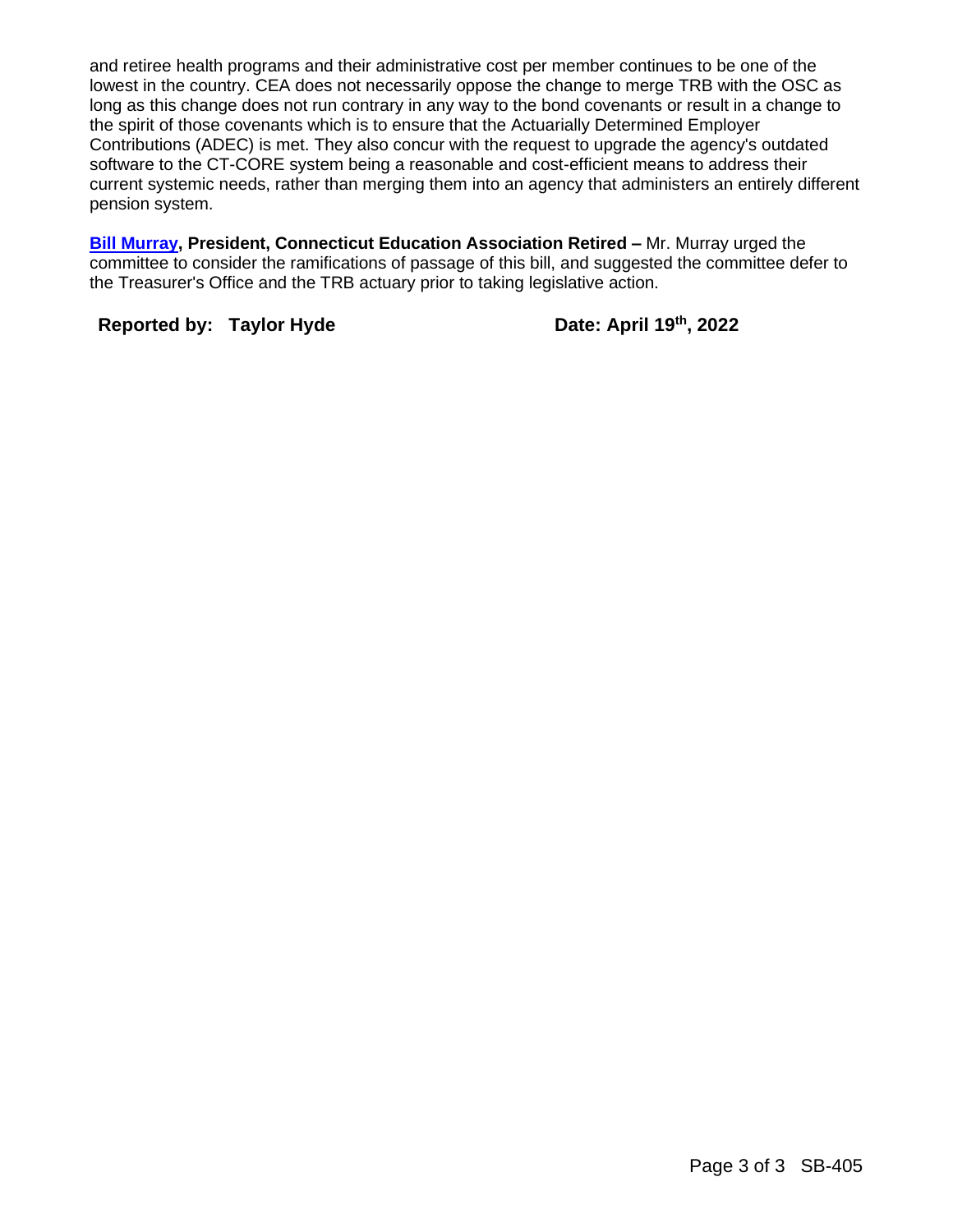and retiree health programs and their administrative cost per member continues to be one of the lowest in the country. CEA does not necessarily oppose the change to merge TRB with the OSC as long as this change does not run contrary in any way to the bond covenants or result in a change to the spirit of those covenants which is to ensure that the Actuarially Determined Employer Contributions (ADEC) is met. They also concur with the request to upgrade the agency's outdated software to the CT-CORE system being a reasonable and cost-efficient means to address their current systemic needs, rather than merging them into an agency that administers an entirely different pension system.

**Bill Murray, President, Connecticut Education Association Retired –** Mr. Murray urged the committee to consider the ramifications of passage of this bill, and suggested the committee defer to the Treasurer's Office and the TRB actuary prior to taking legislative action.

**Reported by: Taylor Hyde** **Date: April 19th, 2022**